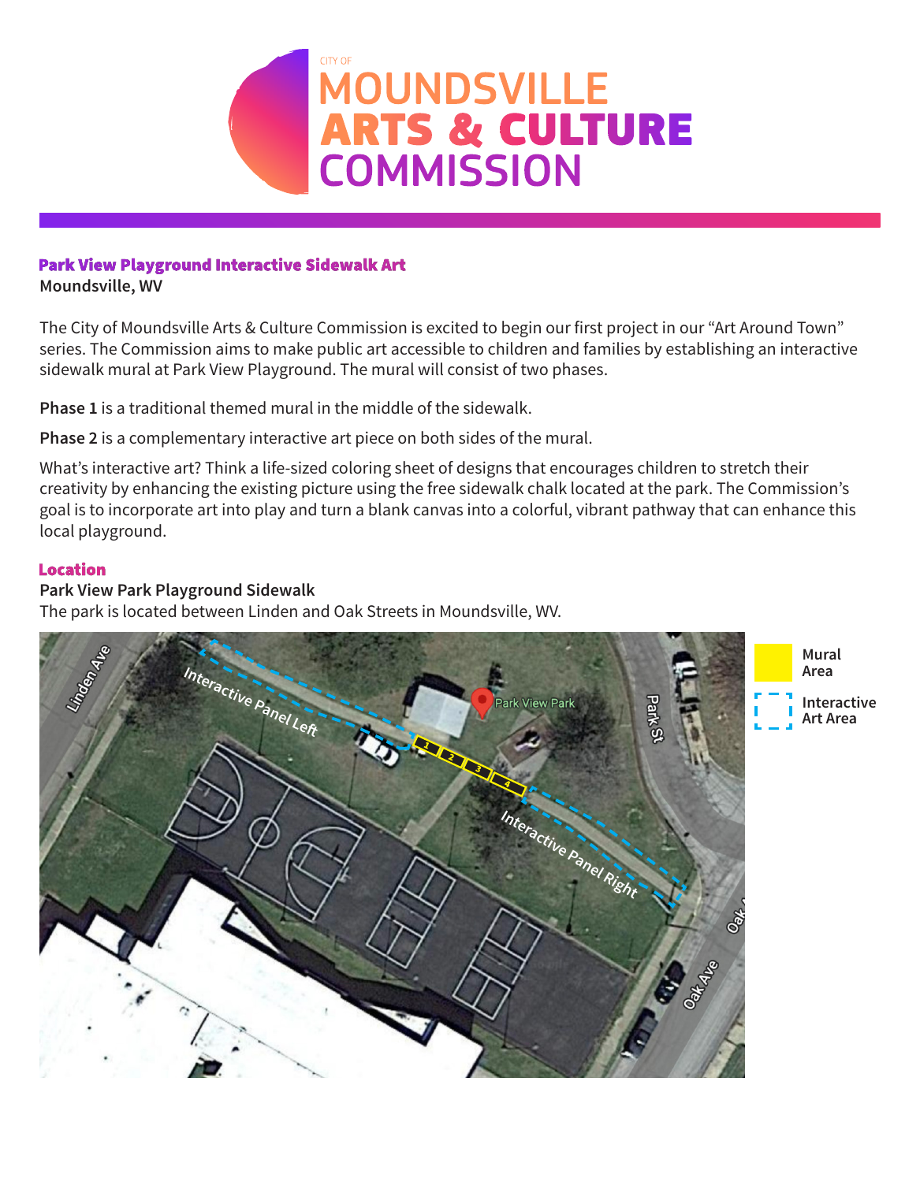# CITY OF MOUNDSVILLE ARTS & CULTURE COMMISSION

## Park View Playground Interactive Sidewalk Art

**Moundsville, WV**

The City of Moundsville Arts & Culture Commission is excited to begin our first project in our "Art Around Town" series. The Commission aims to make public art accessible to children and families by establishing an interactive sidewalk mural at Park View Playground. The mural will consist of two phases.

**Phase 1** is a traditional themed mural in the middle of the sidewalk.

**Phase 2** is a complementary interactive art piece on both sides of the mural.

What's interactive art? Think a life-sized coloring sheet of designs that encourages children to stretch their creativity by enhancing the existing picture using the free sidewalk chalk located at the park. The Commission's goal is to incorporate art into play and turn a blank canvas into a colorful, vibrant pathway that can enhance this local playground.

## Location

**Park View Park Playground Sidewalk**

The park is located between Linden and Oak Streets in Moundsville, WV.

Linden Ave | Interactive Panel Left | Park View Park | 1 | 2 | 3 | 4 | Interactive Panel Right | Park St | Oak Ave

Mural Area

Interactive Art Area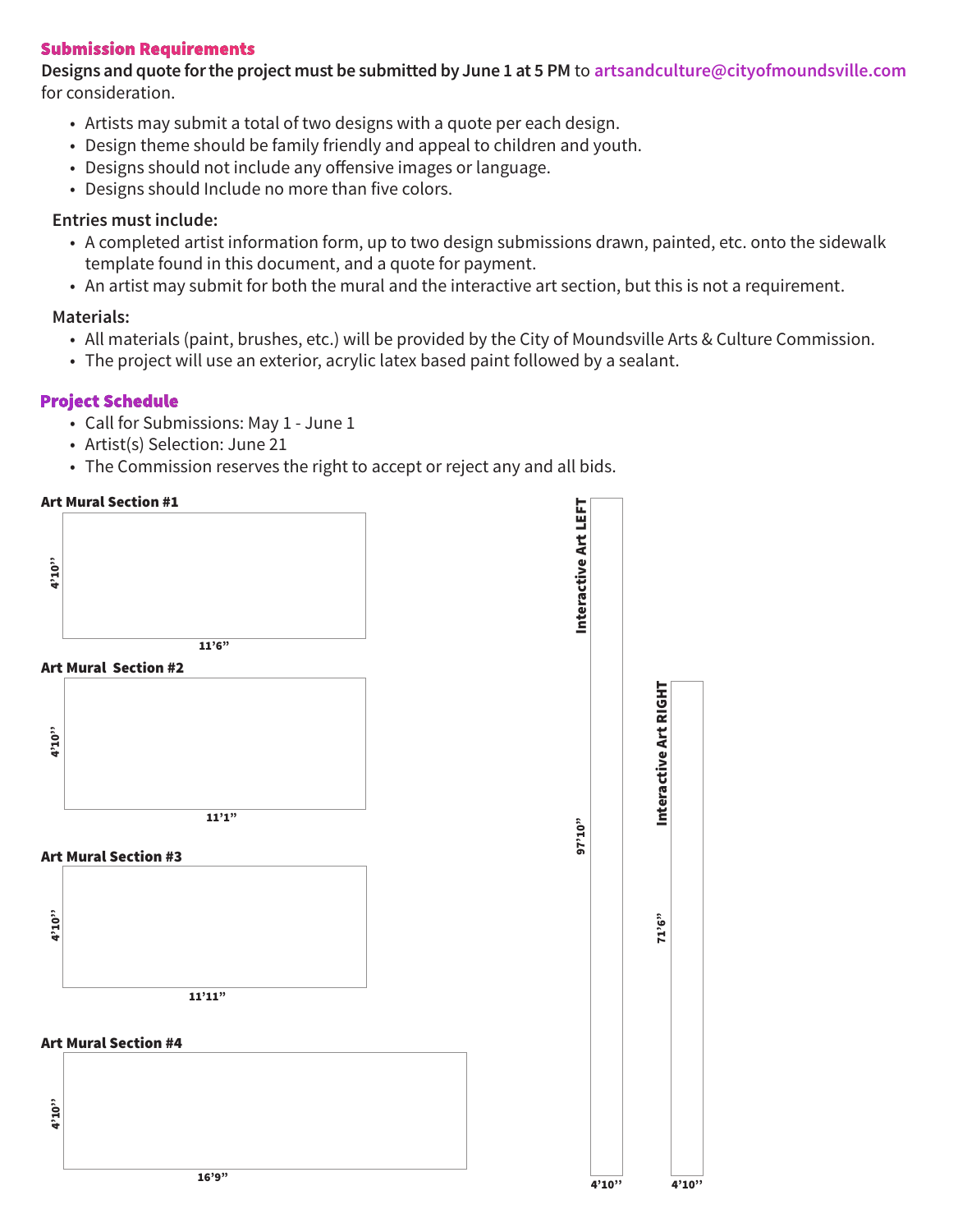## Submission Requirements

**Designs and quote for the project must be submitted by June 1 at 5 PM** to artsandculture@cityofmoundsville.com for consideration.

- Artists may submit a total of two designs with a quote per each design.
- Design theme should be family friendly and appeal to children and youth.
- Designs should not include any offensive images or language.
- Designs should Include no more than five colors.

**Entries must include:**

- A completed artist information form, up to two design submissions drawn, painted, etc. onto the sidewalk template found in this document, and a quote for payment.
- An artist may submit for both the mural and the interactive art section, but this is not a requirement.

**Materials:**

- All materials (paint, brushes, etc.) will be provided by the City of Moundsville Arts & Culture Commission.
- The project will use an exterior, acrylic latex based paint followed by a sealant.

## Project Schedule

- Call for Submissions: May 1 - June 1
- Artist(s) Selection: June 21
- The Commission reserves the right to accept or reject any and all bids.

**Art Mural Section #1**

4'10'' × 11'6''

**Art Mural Section #2**

4'10'' × 11'1''

**Art Mural Section #3**

4'10'' × 11'11''

**Art Mural Section #4**

4'10'' × 16'9''

**Interactive Art LEFT**

97'10'' × 4'10''

**Interactive Art RIGHT**

71'6'' × 4'10''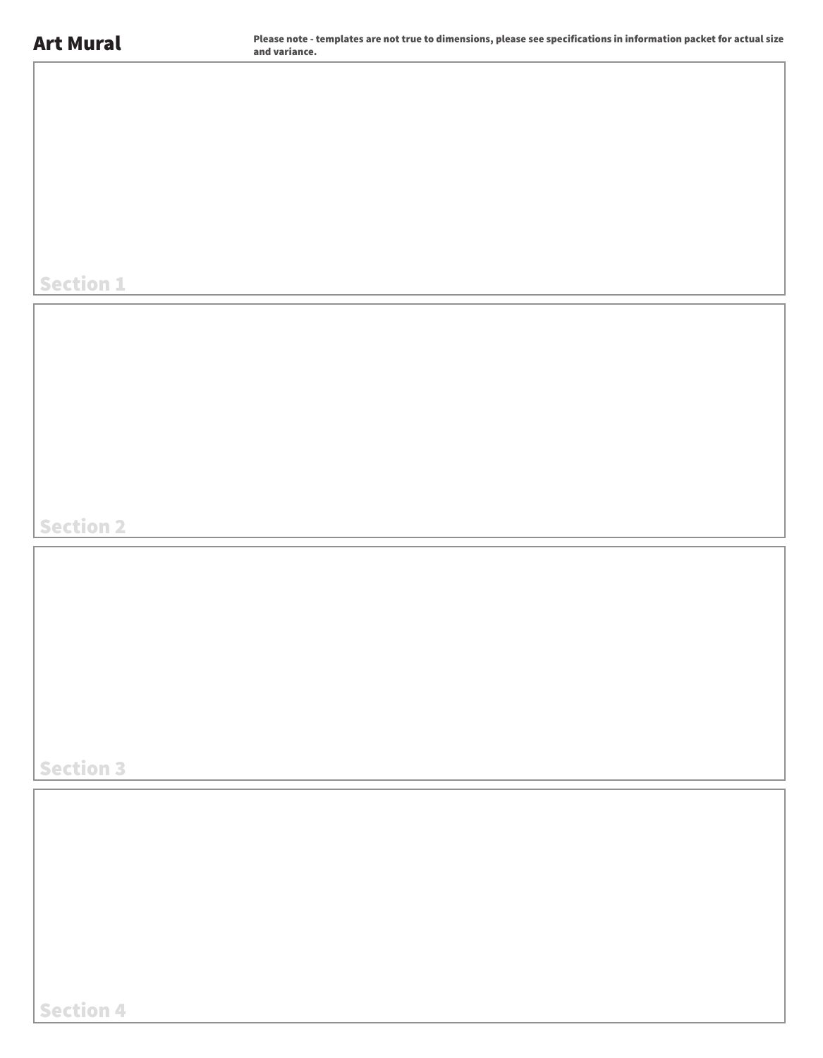# Art Mural

**Please note - templates are not true to dimensions, please see specifications in information packet for actual size and variance.**

Section 1

Section 2

Section 3

Section 4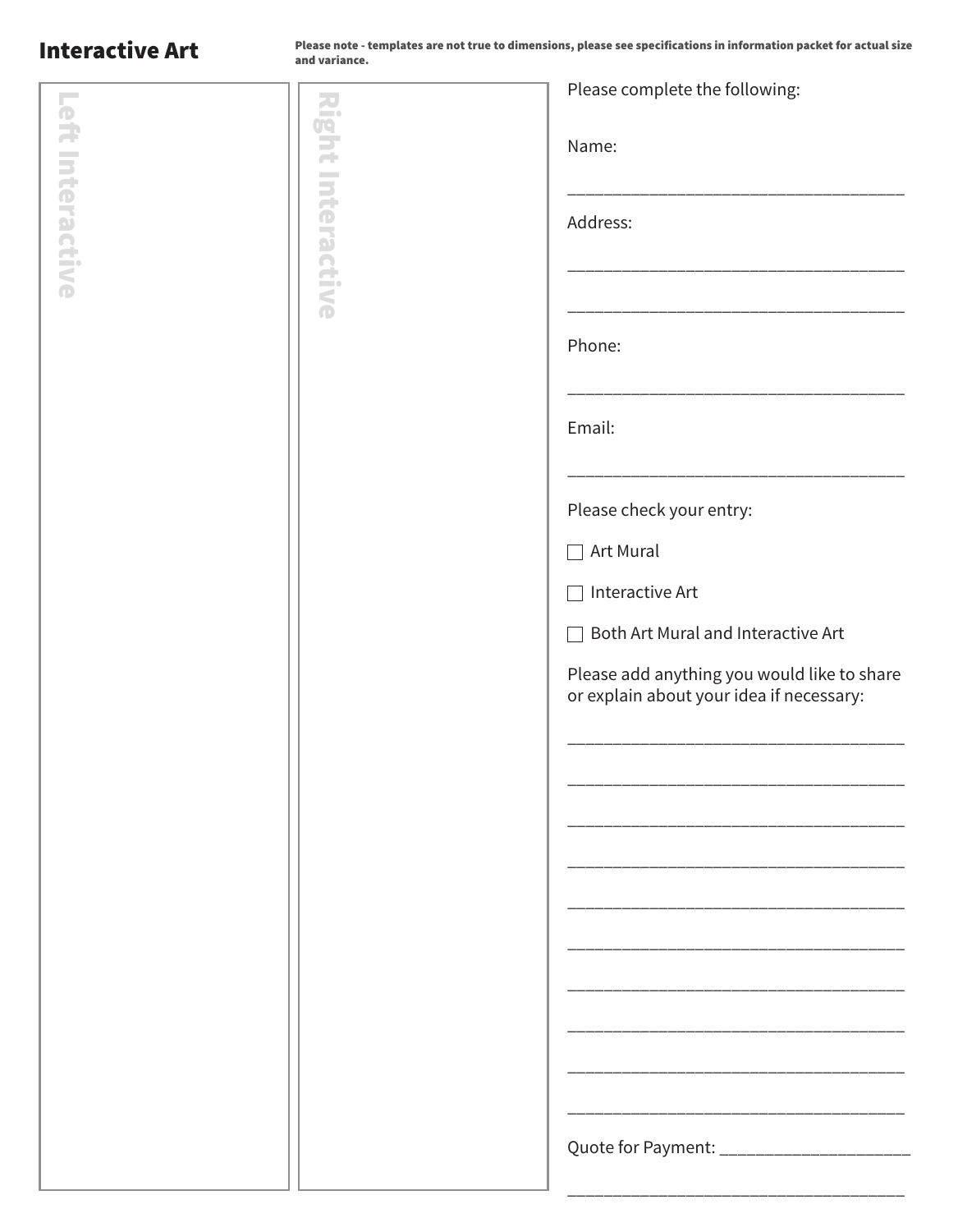# Interactive Art

**Please note - templates are not true to dimensions, please see specifications in information packet for actual size and variance.**

Left Interactive

Right Interactive

Please complete the following:

Name:

_____________________________________

Address:

_____________________________________

_____________________________________

Phone:

_____________________________________

Email:

_____________________________________

Please check your entry:

☐ Art Mural

☐ Interactive Art

☐ Both Art Mural and Interactive Art

Please add anything you would like to share or explain about your idea if necessary:

_____________________________________

_____________________________________

_____________________________________

_____________________________________

_____________________________________

_____________________________________

_____________________________________

_____________________________________

_____________________________________

_____________________________________

Quote for Payment: ____________________

_____________________________________